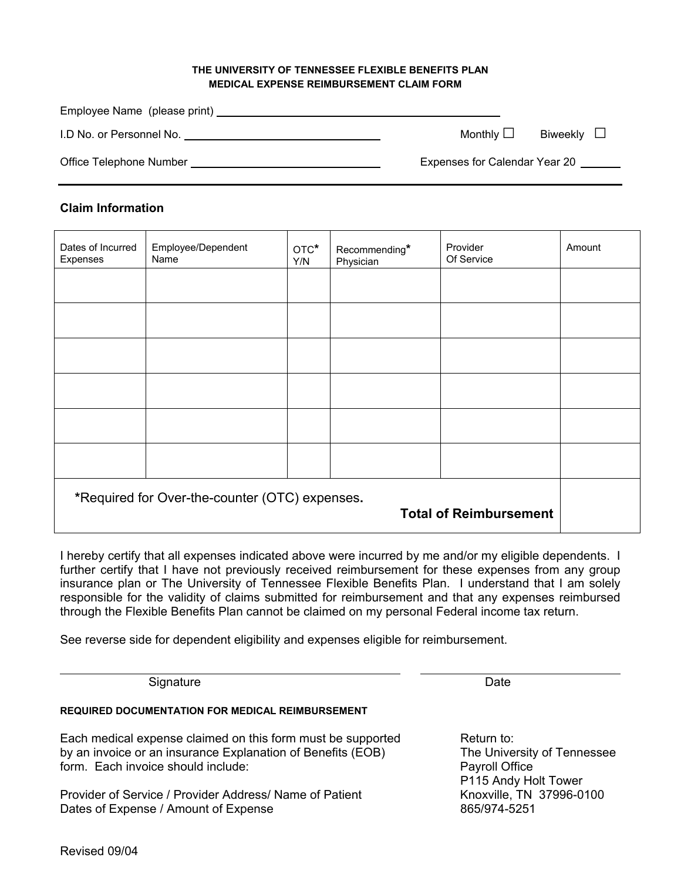# THE UNIVERSITY OF TENNESSEE FLEXIBLE BENEFITS PLAN
## MEDICAL EXPENSE REIMBURSEMENT CLAIM FORM

Employee Name (please print) ____________________________________

I.D No. or Personnel No. ______________________ Monthly ☐ Biweekly ☐

Office Telephone Number ______________________ Expenses for Calendar Year 20 ______

---

**Claim Information**

| Dates of Incurred Expenses | Employee/Dependent Name | OTC* Y/N | Recommending* Physician | Provider Of Service | Amount |
|---|---|---|---|---|---|
| | | | | | |
| | | | | | |
| | | | | | |
| | | | | | |
| | | | | | |
| | | | | | |
| *Required for Over-the-counter (OTC) expenses. | | | | **Total of Reimbursement** | |

I hereby certify that all expenses indicated above were incurred by me and/or my eligible dependents. I further certify that I have not previously received reimbursement for these expenses from any group insurance plan or The University of Tennessee Flexible Benefits Plan. I understand that I am solely responsible for the validity of claims submitted for reimbursement and that any expenses reimbursed through the Flexible Benefits Plan cannot be claimed on my personal Federal income tax return.

See reverse side for dependent eligibility and expenses eligible for reimbursement.

______________________________ ______________________
Signature Date

**REQUIRED DOCUMENTATION FOR MEDICAL REIMBURSEMENT**

Each medical expense claimed on this form must be supported by an invoice or an insurance Explanation of Benefits (EOB) form. Each invoice should include:

Provider of Service / Provider Address/ Name of Patient
Dates of Expense / Amount of Expense

Return to:
The University of Tennessee
Payroll Office
P115 Andy Holt Tower
Knoxville, TN 37996-0100
865/974-5251

Revised 09/04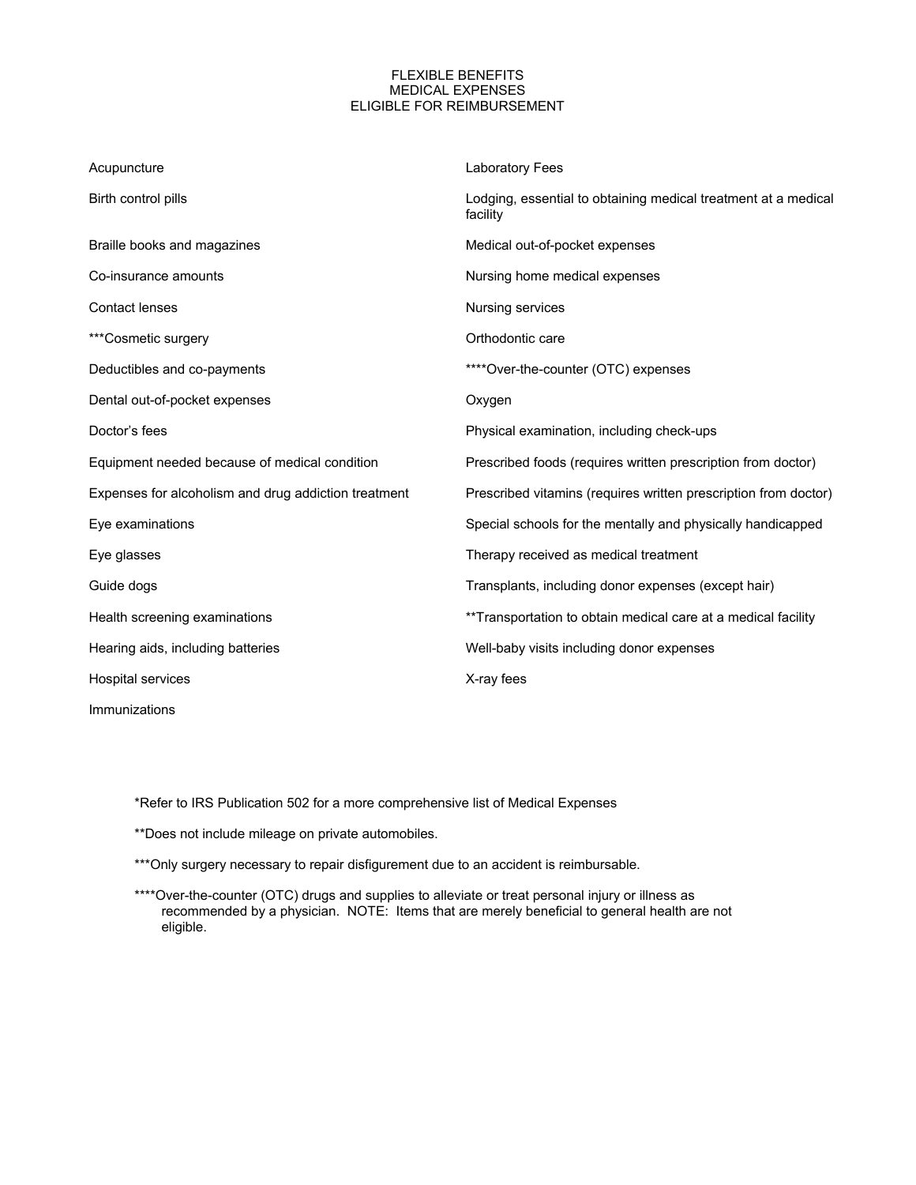# FLEXIBLE BENEFITS
## MEDICAL EXPENSES
## ELIGIBLE FOR REIMBURSEMENT

Acupuncture

Birth control pills

Braille books and magazines

Co-insurance amounts

Contact lenses

***Cosmetic surgery

Deductibles and co-payments

Dental out-of-pocket expenses

Doctor's fees

Equipment needed because of medical condition

Expenses for alcoholism and drug addiction treatment

Eye examinations

Eye glasses

Guide dogs

Health screening examinations

Hearing aids, including batteries

Hospital services

Immunizations

Laboratory Fees

Lodging, essential to obtaining medical treatment at a medical facility

Medical out-of-pocket expenses

Nursing home medical expenses

Nursing services

Orthodontic care

****Over-the-counter (OTC) expenses

Oxygen

Physical examination, including check-ups

Prescribed foods (requires written prescription from doctor)

Prescribed vitamins (requires written prescription from doctor)

Special schools for the mentally and physically handicapped

Therapy received as medical treatment

Transplants, including donor expenses (except hair)

**Transportation to obtain medical care at a medical facility

Well-baby visits including donor expenses

X-ray fees

*Refer to IRS Publication 502 for a more comprehensive list of Medical Expenses

**Does not include mileage on private automobiles.

***Only surgery necessary to repair disfigurement due to an accident is reimbursable.

****Over-the-counter (OTC) drugs and supplies to alleviate or treat personal injury or illness as recommended by a physician. NOTE: Items that are merely beneficial to general health are not eligible.